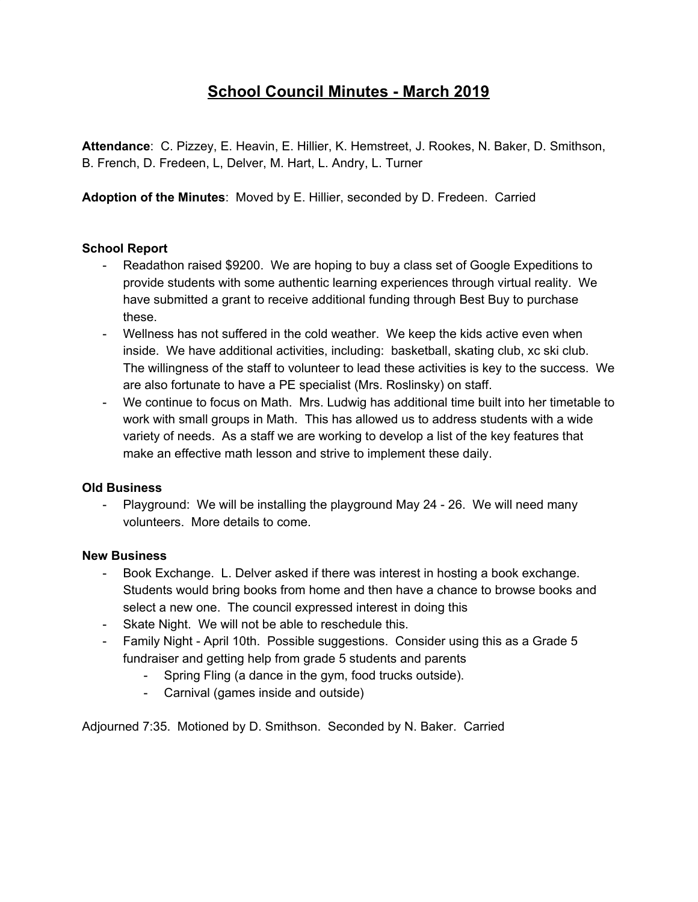# School Council Minutes - March 2019

**Attendance**: C. Pizzey, E. Heavin, E. Hillier, K. Hemstreet, J. Rookes, N. Baker, D. Smithson, B. French, D. Fredeen, L, Delver, M. Hart, L. Andry, L. Turner

**Adoption of the Minutes**: Moved by E. Hillier, seconded by D. Fredeen. Carried

**School Report**

- Readathon raised $9200. We are hoping to buy a class set of Google Expeditions to provide students with some authentic learning experiences through virtual reality. We have submitted a grant to receive additional funding through Best Buy to purchase these.
- Wellness has not suffered in the cold weather. We keep the kids active even when inside. We have additional activities, including: basketball, skating club, xc ski club. The willingness of the staff to volunteer to lead these activities is key to the success. We are also fortunate to have a PE specialist (Mrs. Roslinsky) on staff.
- We continue to focus on Math. Mrs. Ludwig has additional time built into her timetable to work with small groups in Math. This has allowed us to address students with a wide variety of needs. As a staff we are working to develop a list of the key features that make an effective math lesson and strive to implement these daily.

**Old Business**

- Playground: We will be installing the playground May 24 - 26. We will need many volunteers. More details to come.

**New Business**

- Book Exchange. L. Delver asked if there was interest in hosting a book exchange. Students would bring books from home and then have a chance to browse books and select a new one. The council expressed interest in doing this
- Skate Night. We will not be able to reschedule this.
- Family Night - April 10th. Possible suggestions. Consider using this as a Grade 5 fundraiser and getting help from grade 5 students and parents
    - Spring Fling (a dance in the gym, food trucks outside).
    - Carnival (games inside and outside)

Adjourned 7:35. Motioned by D. Smithson. Seconded by N. Baker. Carried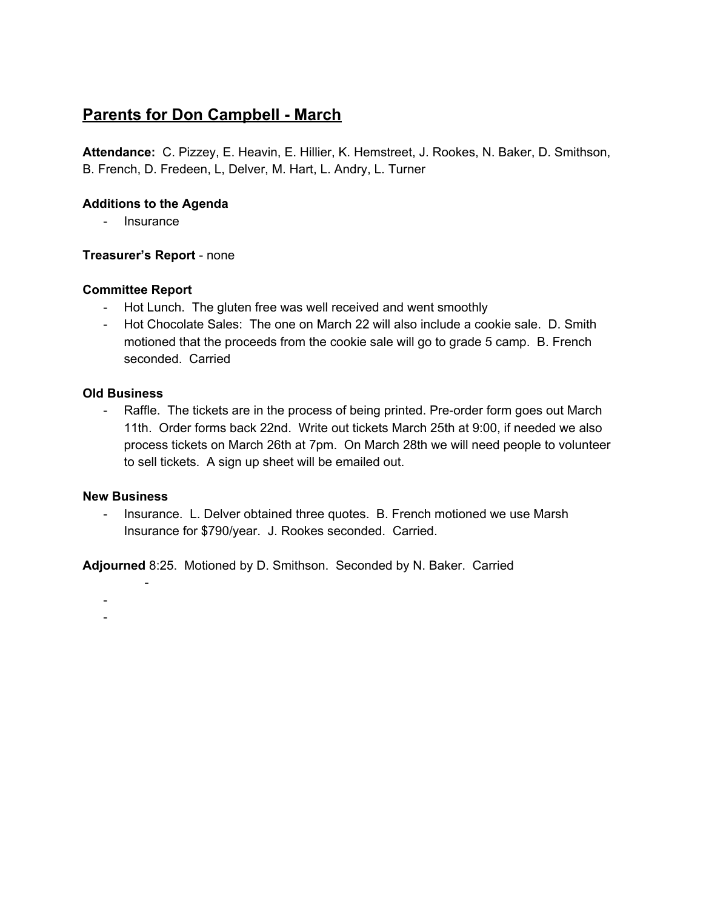## Parents for Don Campbell - March

**Attendance:** C. Pizzey, E. Heavin, E. Hillier, K. Hemstreet, J. Rookes, N. Baker, D. Smithson, B. French, D. Fredeen, L, Delver, M. Hart, L. Andry, L. Turner

**Additions to the Agenda**

- Insurance

**Treasurer's Report** - none

**Committee Report**

- Hot Lunch. The gluten free was well received and went smoothly
- Hot Chocolate Sales: The one on March 22 will also include a cookie sale. D. Smith motioned that the proceeds from the cookie sale will go to grade 5 camp. B. French seconded. Carried

**Old Business**

- Raffle. The tickets are in the process of being printed. Pre-order form goes out March 11th. Order forms back 22nd. Write out tickets March 25th at 9:00, if needed we also process tickets on March 26th at 7pm. On March 28th we will need people to volunteer to sell tickets. A sign up sheet will be emailed out.

**New Business**

- Insurance. L. Delver obtained three quotes. B. French motioned we use Marsh Insurance for $790/year. J. Rookes seconded. Carried.

**Adjourned** 8:25. Motioned by D. Smithson. Seconded by N. Baker. Carried